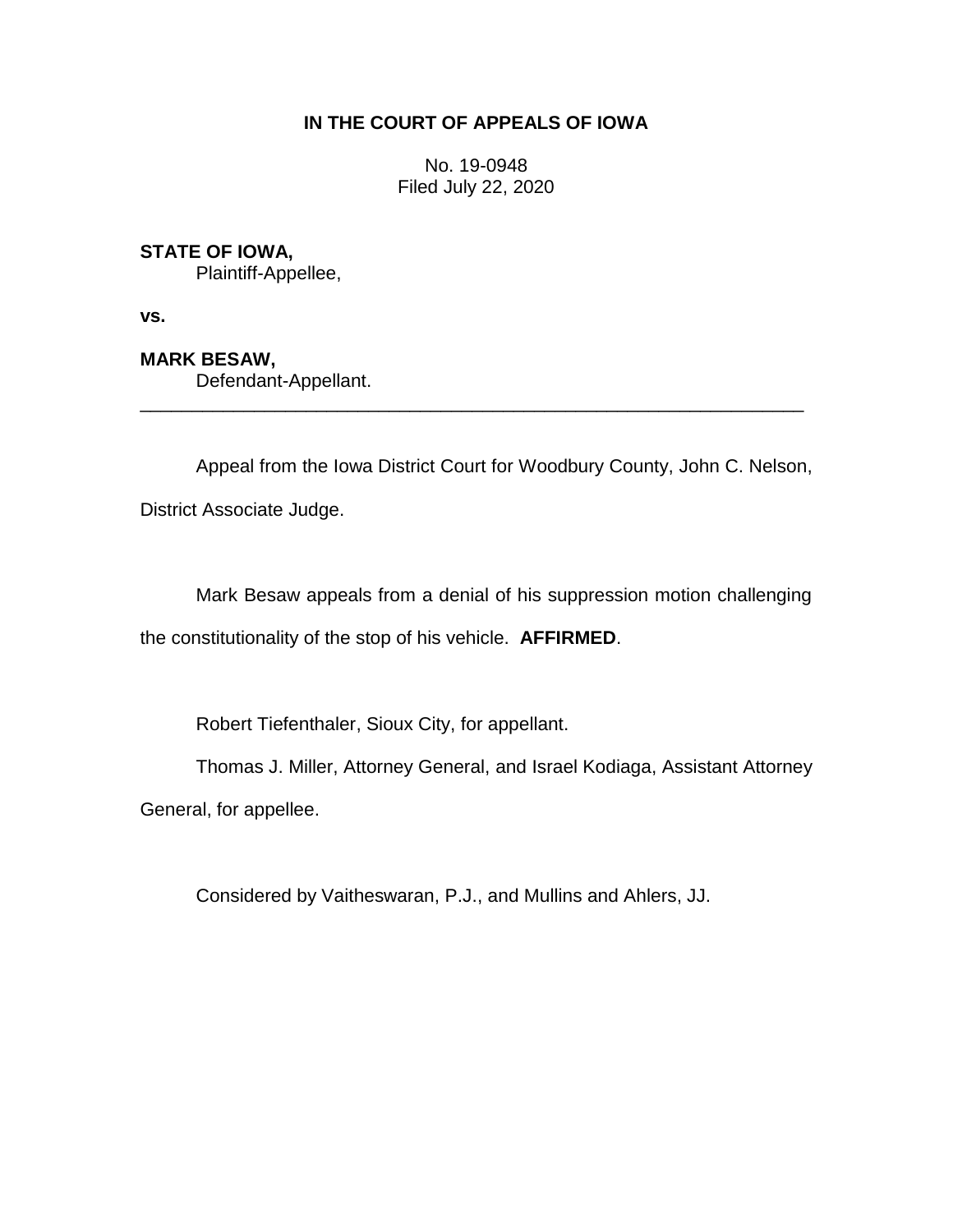**IN THE COURT OF APPEALS OF IOWA**

No. 19-0948
Filed July 22, 2020

**STATE OF IOWA,**
Plaintiff-Appellee,

**vs.**

**MARK BESAW,**
Defendant-Appellant.

---

Appeal from the Iowa District Court for Woodbury County, John C. Nelson, District Associate Judge.

Mark Besaw appeals from a denial of his suppression motion challenging the constitutionality of the stop of his vehicle. **AFFIRMED**.

Robert Tiefenthaler, Sioux City, for appellant.

Thomas J. Miller, Attorney General, and Israel Kodiaga, Assistant Attorney General, for appellee.

Considered by Vaitheswaran, P.J., and Mullins and Ahlers, JJ.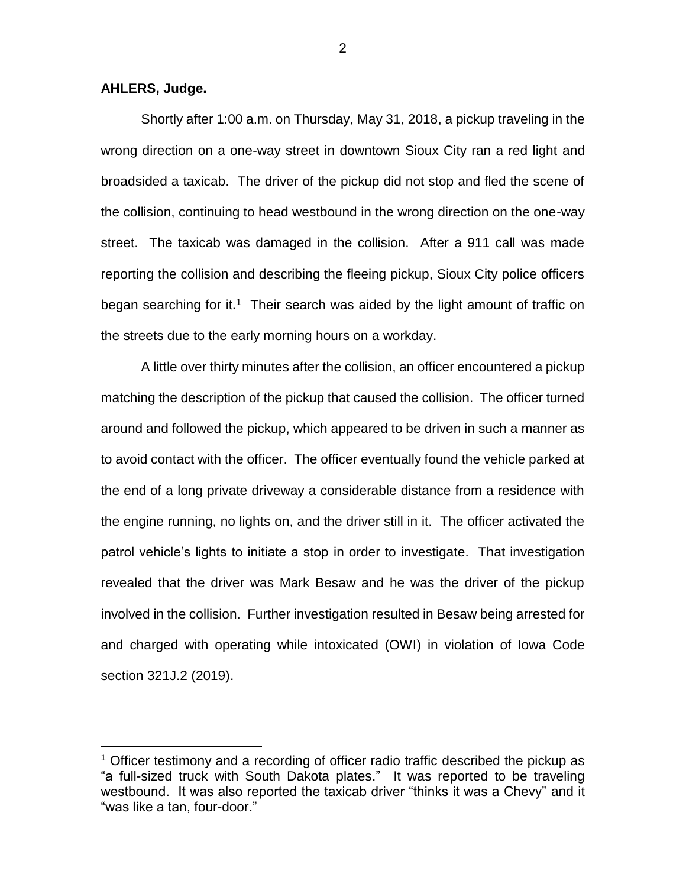**AHLERS, Judge.**

Shortly after 1:00 a.m. on Thursday, May 31, 2018, a pickup traveling in the wrong direction on a one-way street in downtown Sioux City ran a red light and broadsided a taxicab. The driver of the pickup did not stop and fled the scene of the collision, continuing to head westbound in the wrong direction on the one-way street. The taxicab was damaged in the collision. After a 911 call was made reporting the collision and describing the fleeing pickup, Sioux City police officers began searching for it.[1] Their search was aided by the light amount of traffic on the streets due to the early morning hours on a workday.

A little over thirty minutes after the collision, an officer encountered a pickup matching the description of the pickup that caused the collision. The officer turned around and followed the pickup, which appeared to be driven in such a manner as to avoid contact with the officer. The officer eventually found the vehicle parked at the end of a long private driveway a considerable distance from a residence with the engine running, no lights on, and the driver still in it. The officer activated the patrol vehicle's lights to initiate a stop in order to investigate. That investigation revealed that the driver was Mark Besaw and he was the driver of the pickup involved in the collision. Further investigation resulted in Besaw being arrested for and charged with operating while intoxicated (OWI) in violation of Iowa Code section 321J.2 (2019).

---

[1] Officer testimony and a recording of officer radio traffic described the pickup as "a full-sized truck with South Dakota plates." It was reported to be traveling westbound. It was also reported the taxicab driver "thinks it was a Chevy" and it "was like a tan, four-door."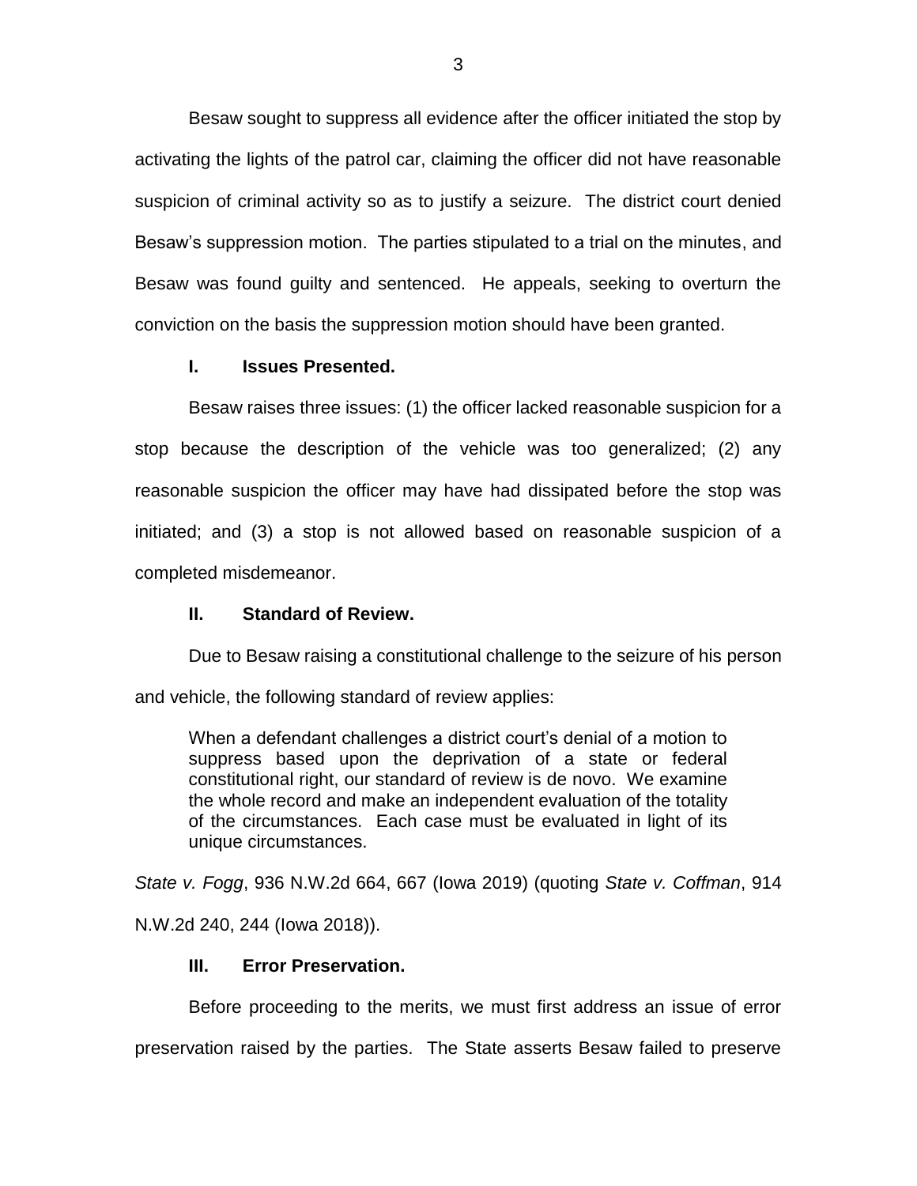Besaw sought to suppress all evidence after the officer initiated the stop by activating the lights of the patrol car, claiming the officer did not have reasonable suspicion of criminal activity so as to justify a seizure. The district court denied Besaw's suppression motion. The parties stipulated to a trial on the minutes, and Besaw was found guilty and sentenced. He appeals, seeking to overturn the conviction on the basis the suppression motion should have been granted.

## I. Issues Presented.

Besaw raises three issues: (1) the officer lacked reasonable suspicion for a stop because the description of the vehicle was too generalized; (2) any reasonable suspicion the officer may have had dissipated before the stop was initiated; and (3) a stop is not allowed based on reasonable suspicion of a completed misdemeanor.

## II. Standard of Review.

Due to Besaw raising a constitutional challenge to the seizure of his person and vehicle, the following standard of review applies:

> When a defendant challenges a district court's denial of a motion to suppress based upon the deprivation of a state or federal constitutional right, our standard of review is de novo. We examine the whole record and make an independent evaluation of the totality of the circumstances. Each case must be evaluated in light of its unique circumstances.

*State v. Fogg*, 936 N.W.2d 664, 667 (Iowa 2019) (quoting *State v. Coffman*, 914 N.W.2d 240, 244 (Iowa 2018)).

## III. Error Preservation.

Before proceeding to the merits, we must first address an issue of error preservation raised by the parties. The State asserts Besaw failed to preserve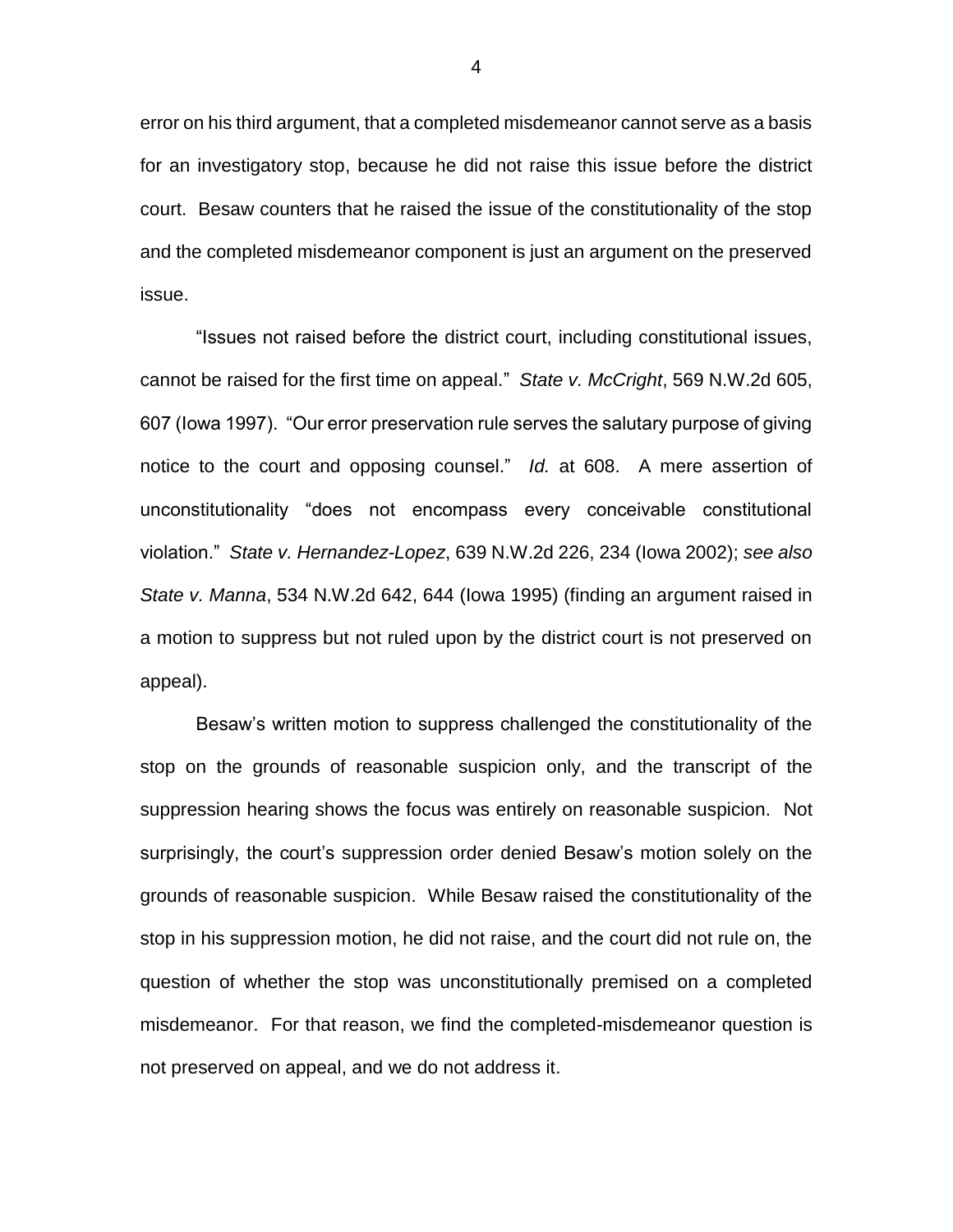error on his third argument, that a completed misdemeanor cannot serve as a basis for an investigatory stop, because he did not raise this issue before the district court. Besaw counters that he raised the issue of the constitutionality of the stop and the completed misdemeanor component is just an argument on the preserved issue.

"Issues not raised before the district court, including constitutional issues, cannot be raised for the first time on appeal." *State v. McCright*, 569 N.W.2d 605, 607 (Iowa 1997). "Our error preservation rule serves the salutary purpose of giving notice to the court and opposing counsel." *Id.* at 608. A mere assertion of unconstitutionality "does not encompass every conceivable constitutional violation." *State v. Hernandez-Lopez*, 639 N.W.2d 226, 234 (Iowa 2002); *see also State v. Manna*, 534 N.W.2d 642, 644 (Iowa 1995) (finding an argument raised in a motion to suppress but not ruled upon by the district court is not preserved on appeal).

Besaw's written motion to suppress challenged the constitutionality of the stop on the grounds of reasonable suspicion only, and the transcript of the suppression hearing shows the focus was entirely on reasonable suspicion. Not surprisingly, the court's suppression order denied Besaw's motion solely on the grounds of reasonable suspicion. While Besaw raised the constitutionality of the stop in his suppression motion, he did not raise, and the court did not rule on, the question of whether the stop was unconstitutionally premised on a completed misdemeanor. For that reason, we find the completed-misdemeanor question is not preserved on appeal, and we do not address it.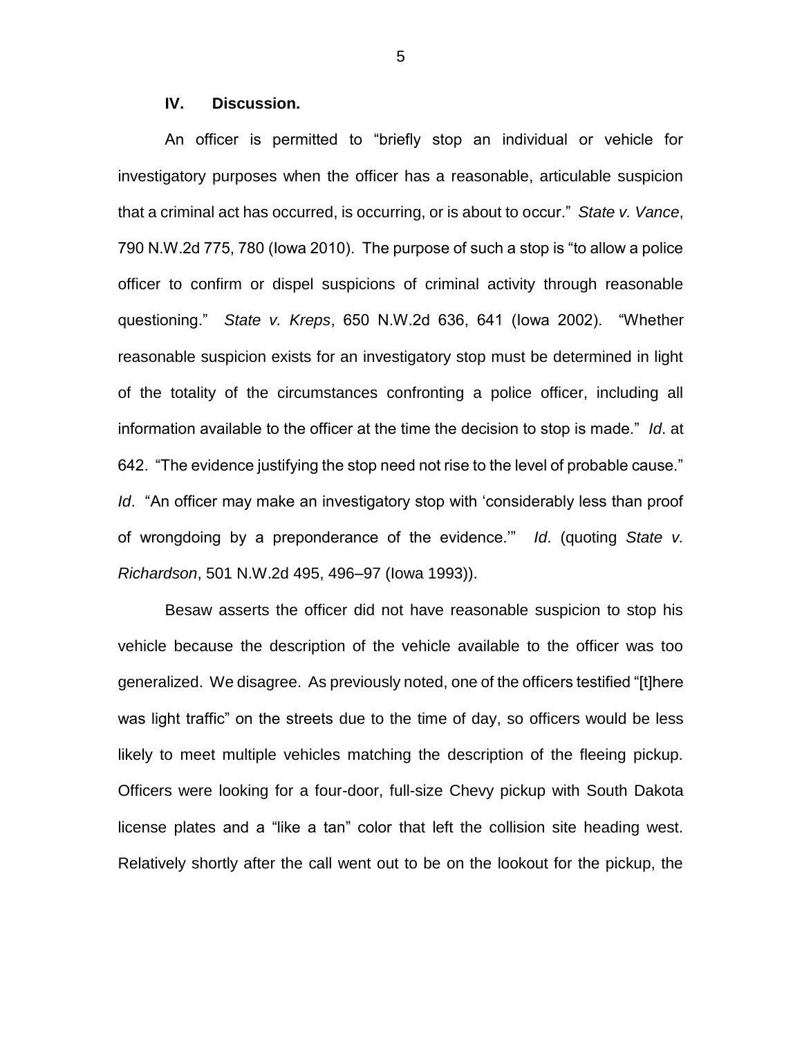## IV. Discussion.

An officer is permitted to "briefly stop an individual or vehicle for investigatory purposes when the officer has a reasonable, articulable suspicion that a criminal act has occurred, is occurring, or is about to occur." *State v. Vance*, 790 N.W.2d 775, 780 (Iowa 2010). The purpose of such a stop is "to allow a police officer to confirm or dispel suspicions of criminal activity through reasonable questioning." *State v. Kreps*, 650 N.W.2d 636, 641 (Iowa 2002). "Whether reasonable suspicion exists for an investigatory stop must be determined in light of the totality of the circumstances confronting a police officer, including all information available to the officer at the time the decision to stop is made." *Id*. at 642. "The evidence justifying the stop need not rise to the level of probable cause." *Id*. "An officer may make an investigatory stop with 'considerably less than proof of wrongdoing by a preponderance of the evidence.'" *Id*. (quoting *State v. Richardson*, 501 N.W.2d 495, 496–97 (Iowa 1993)).

Besaw asserts the officer did not have reasonable suspicion to stop his vehicle because the description of the vehicle available to the officer was too generalized. We disagree. As previously noted, one of the officers testified "[t]here was light traffic" on the streets due to the time of day, so officers would be less likely to meet multiple vehicles matching the description of the fleeing pickup. Officers were looking for a four-door, full-size Chevy pickup with South Dakota license plates and a "like a tan" color that left the collision site heading west. Relatively shortly after the call went out to be on the lookout for the pickup, the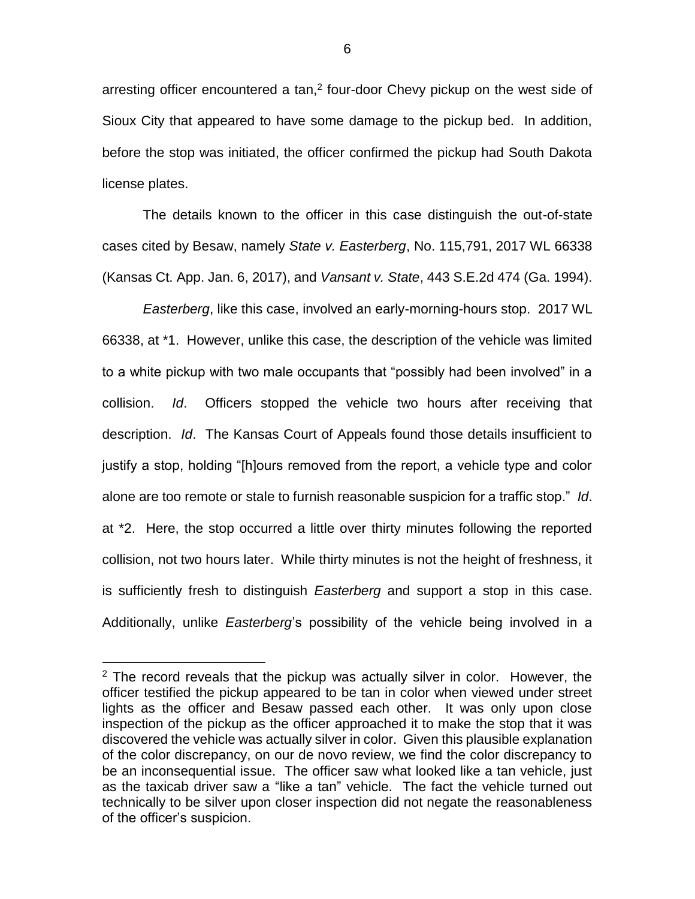arresting officer encountered a tan,[2] four-door Chevy pickup on the west side of Sioux City that appeared to have some damage to the pickup bed. In addition, before the stop was initiated, the officer confirmed the pickup had South Dakota license plates.

The details known to the officer in this case distinguish the out-of-state cases cited by Besaw, namely *State v. Easterberg*, No. 115,791, 2017 WL 66338 (Kansas Ct. App. Jan. 6, 2017), and *Vansant v. State*, 443 S.E.2d 474 (Ga. 1994).

*Easterberg*, like this case, involved an early-morning-hours stop. 2017 WL 66338, at *1. However, unlike this case, the description of the vehicle was limited to a white pickup with two male occupants that "possibly had been involved" in a collision. *Id*. Officers stopped the vehicle two hours after receiving that description. *Id*. The Kansas Court of Appeals found those details insufficient to justify a stop, holding "[h]ours removed from the report, a vehicle type and color alone are too remote or stale to furnish reasonable suspicion for a traffic stop." *Id*. at *2. Here, the stop occurred a little over thirty minutes following the reported collision, not two hours later. While thirty minutes is not the height of freshness, it is sufficiently fresh to distinguish *Easterberg* and support a stop in this case. Additionally, unlike *Easterberg*'s possibility of the vehicle being involved in a

---

[2] The record reveals that the pickup was actually silver in color. However, the officer testified the pickup appeared to be tan in color when viewed under street lights as the officer and Besaw passed each other. It was only upon close inspection of the pickup as the officer approached it to make the stop that it was discovered the vehicle was actually silver in color. Given this plausible explanation of the color discrepancy, on our de novo review, we find the color discrepancy to be an inconsequential issue. The officer saw what looked like a tan vehicle, just as the taxicab driver saw a "like a tan" vehicle. The fact the vehicle turned out technically to be silver upon closer inspection did not negate the reasonableness of the officer's suspicion.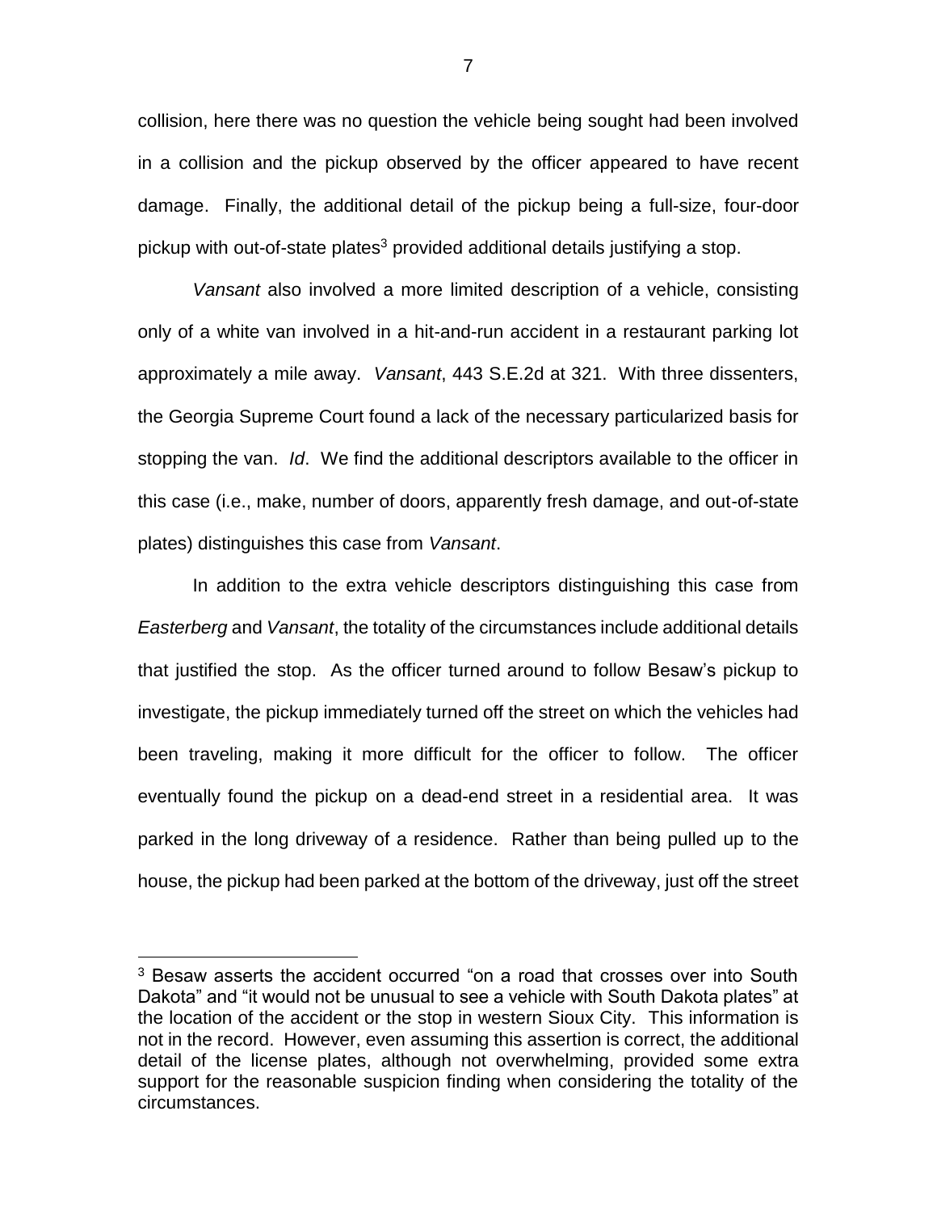collision, here there was no question the vehicle being sought had been involved in a collision and the pickup observed by the officer appeared to have recent damage. Finally, the additional detail of the pickup being a full-size, four-door pickup with out-of-state plates[3] provided additional details justifying a stop.

*Vansant* also involved a more limited description of a vehicle, consisting only of a white van involved in a hit-and-run accident in a restaurant parking lot approximately a mile away. *Vansant*, 443 S.E.2d at 321. With three dissenters, the Georgia Supreme Court found a lack of the necessary particularized basis for stopping the van. *Id*. We find the additional descriptors available to the officer in this case (i.e., make, number of doors, apparently fresh damage, and out-of-state plates) distinguishes this case from *Vansant*.

In addition to the extra vehicle descriptors distinguishing this case from *Easterberg* and *Vansant*, the totality of the circumstances include additional details that justified the stop. As the officer turned around to follow Besaw's pickup to investigate, the pickup immediately turned off the street on which the vehicles had been traveling, making it more difficult for the officer to follow. The officer eventually found the pickup on a dead-end street in a residential area. It was parked in the long driveway of a residence. Rather than being pulled up to the house, the pickup had been parked at the bottom of the driveway, just off the street

---

[3] Besaw asserts the accident occurred "on a road that crosses over into South Dakota" and "it would not be unusual to see a vehicle with South Dakota plates" at the location of the accident or the stop in western Sioux City. This information is not in the record. However, even assuming this assertion is correct, the additional detail of the license plates, although not overwhelming, provided some extra support for the reasonable suspicion finding when considering the totality of the circumstances.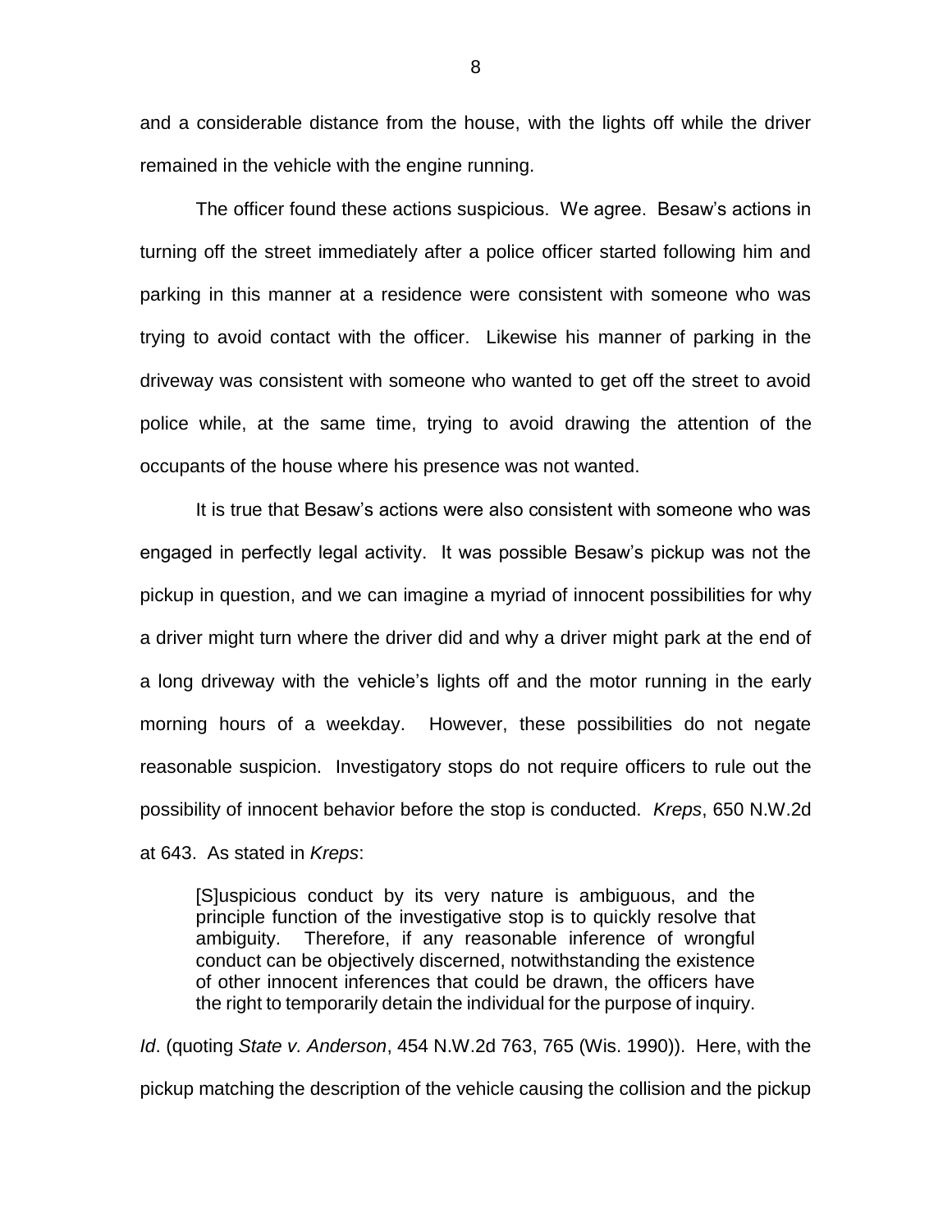and a considerable distance from the house, with the lights off while the driver remained in the vehicle with the engine running.

The officer found these actions suspicious. We agree. Besaw's actions in turning off the street immediately after a police officer started following him and parking in this manner at a residence were consistent with someone who was trying to avoid contact with the officer. Likewise his manner of parking in the driveway was consistent with someone who wanted to get off the street to avoid police while, at the same time, trying to avoid drawing the attention of the occupants of the house where his presence was not wanted.

It is true that Besaw's actions were also consistent with someone who was engaged in perfectly legal activity. It was possible Besaw's pickup was not the pickup in question, and we can imagine a myriad of innocent possibilities for why a driver might turn where the driver did and why a driver might park at the end of a long driveway with the vehicle's lights off and the motor running in the early morning hours of a weekday. However, these possibilities do not negate reasonable suspicion. Investigatory stops do not require officers to rule out the possibility of innocent behavior before the stop is conducted. *Kreps*, 650 N.W.2d at 643. As stated in *Kreps*:

> [S]uspicious conduct by its very nature is ambiguous, and the principle function of the investigative stop is to quickly resolve that ambiguity. Therefore, if any reasonable inference of wrongful conduct can be objectively discerned, notwithstanding the existence of other innocent inferences that could be drawn, the officers have the right to temporarily detain the individual for the purpose of inquiry.

*Id*. (quoting *State v. Anderson*, 454 N.W.2d 763, 765 (Wis. 1990)). Here, with the pickup matching the description of the vehicle causing the collision and the pickup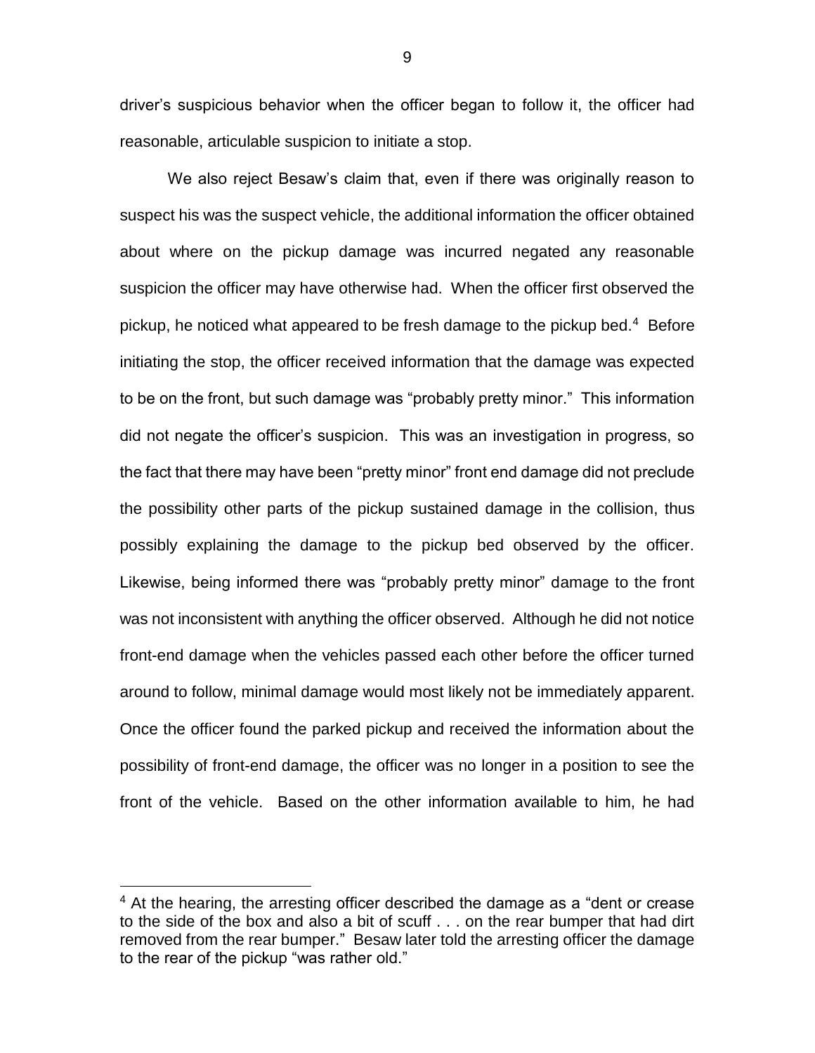driver's suspicious behavior when the officer began to follow it, the officer had reasonable, articulable suspicion to initiate a stop.

We also reject Besaw's claim that, even if there was originally reason to suspect his was the suspect vehicle, the additional information the officer obtained about where on the pickup damage was incurred negated any reasonable suspicion the officer may have otherwise had. When the officer first observed the pickup, he noticed what appeared to be fresh damage to the pickup bed.[4] Before initiating the stop, the officer received information that the damage was expected to be on the front, but such damage was "probably pretty minor." This information did not negate the officer's suspicion. This was an investigation in progress, so the fact that there may have been "pretty minor" front end damage did not preclude the possibility other parts of the pickup sustained damage in the collision, thus possibly explaining the damage to the pickup bed observed by the officer. Likewise, being informed there was "probably pretty minor" damage to the front was not inconsistent with anything the officer observed. Although he did not notice front-end damage when the vehicles passed each other before the officer turned around to follow, minimal damage would most likely not be immediately apparent. Once the officer found the parked pickup and received the information about the possibility of front-end damage, the officer was no longer in a position to see the front of the vehicle. Based on the other information available to him, he had

[4] At the hearing, the arresting officer described the damage as a "dent or crease to the side of the box and also a bit of scuff . . . on the rear bumper that had dirt removed from the rear bumper." Besaw later told the arresting officer the damage to the rear of the pickup "was rather old."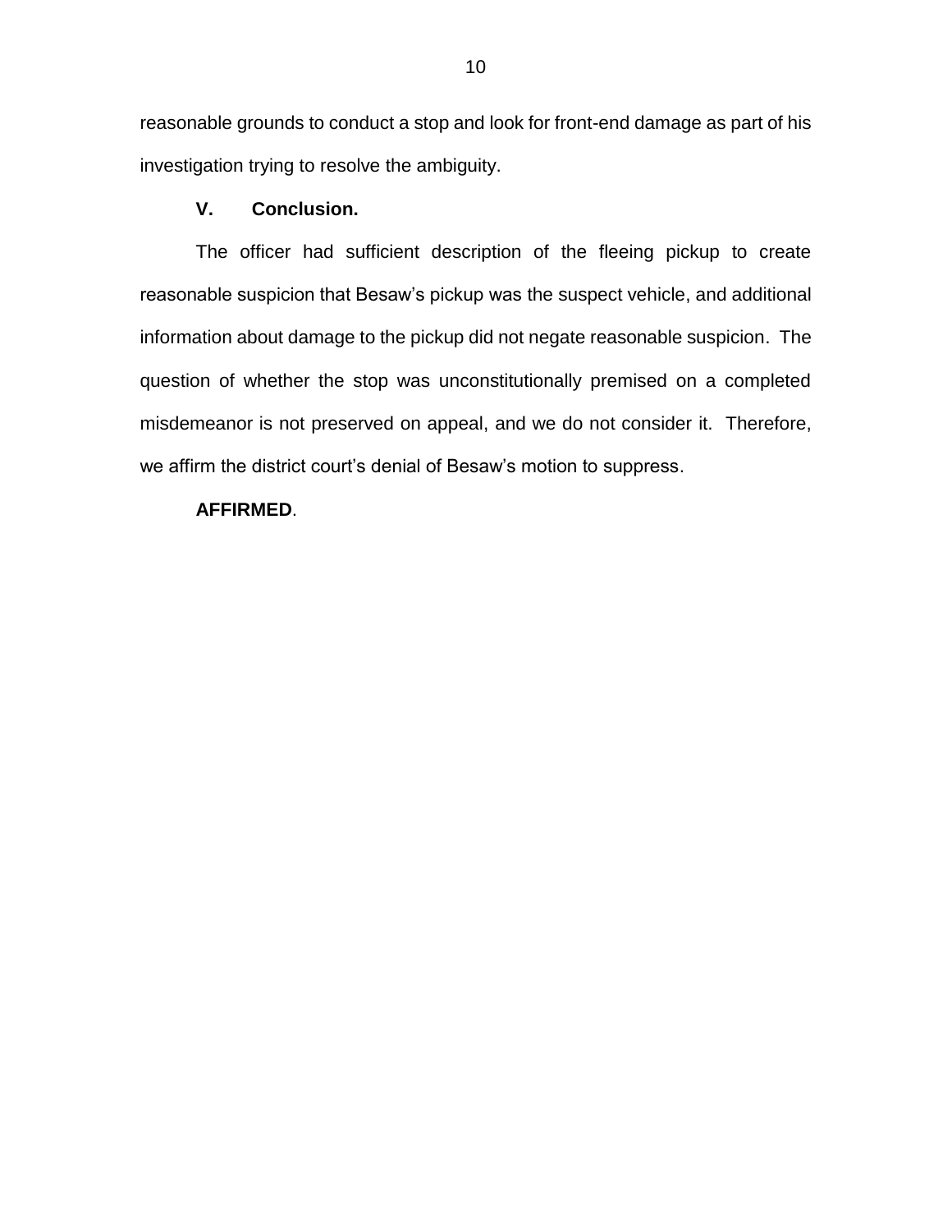reasonable grounds to conduct a stop and look for front-end damage as part of his investigation trying to resolve the ambiguity.

## V. Conclusion.

The officer had sufficient description of the fleeing pickup to create reasonable suspicion that Besaw's pickup was the suspect vehicle, and additional information about damage to the pickup did not negate reasonable suspicion. The question of whether the stop was unconstitutionally premised on a completed misdemeanor is not preserved on appeal, and we do not consider it. Therefore, we affirm the district court's denial of Besaw's motion to suppress.

**AFFIRMED**.